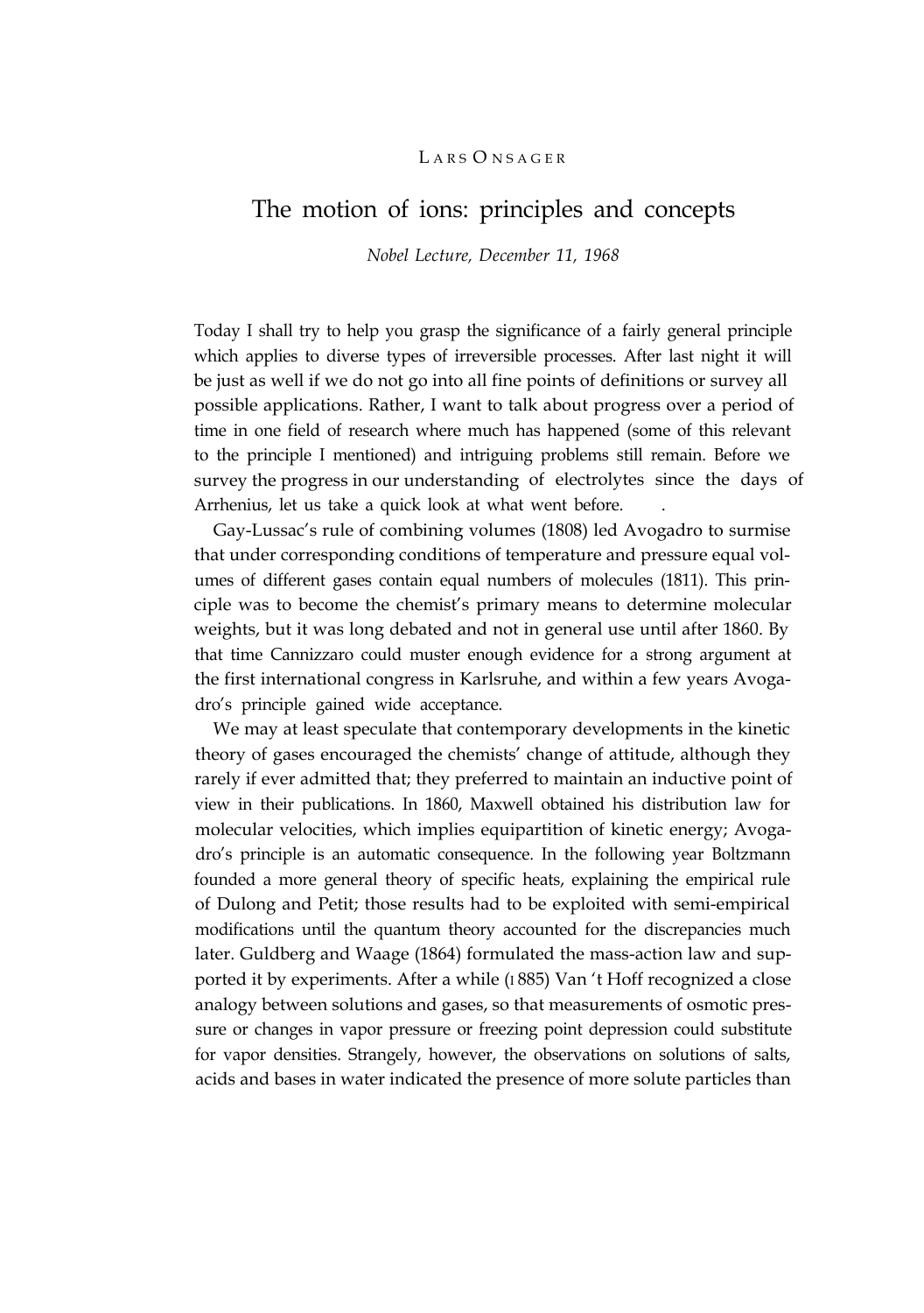LARS ONSAGER

# The motion of ions: principles and concepts

*Nobel Lecture, December 11, 1968*

Today I shall try to help you grasp the significance of a fairly general principle which applies to diverse types of irreversible processes. After last night it will be just as well if we do not go into all fine points of definitions or survey all possible applications. Rather, I want to talk about progress over a period of time in one field of research where much has happened (some of this relevant to the principle I mentioned) and intriguing problems still remain. Before we survey the progress in our understanding of electrolytes since the days of Arrhenius, let us take a quick look at what went before.

Gay-Lussac's rule of combining volumes (1808) led Avogadro to surmise that under corresponding conditions of temperature and pressure equal volumes of different gases contain equal numbers of molecules (1811). This principle was to become the chemist's primary means to determine molecular weights, but it was long debated and not in general use until after 1860. By that time Cannizzaro could muster enough evidence for a strong argument at the first international congress in Karlsruhe, and within a few years Avogadro's principle gained wide acceptance.

We may at least speculate that contemporary developments in the kinetic theory of gases encouraged the chemists' change of attitude, although they rarely if ever admitted that; they preferred to maintain an inductive point of view in their publications. In 1860, Maxwell obtained his distribution law for molecular velocities, which implies equipartition of kinetic energy; Avogadro's principle is an automatic consequence. In the following year Boltzmann founded a more general theory of specific heats, explaining the empirical rule of Dulong and Petit; those results had to be exploited with semi-empirical modifications until the quantum theory accounted for the discrepancies much later. Guldberg and Waage (1864) formulated the mass-action law and supported it by experiments. After a while (1885) Van 't Hoff recognized a close analogy between solutions and gases, so that measurements of osmotic pressure or changes in vapor pressure or freezing point depression could substitute for vapor densities. Strangely, however, the observations on solutions of salts, acids and bases in water indicated the presence of more solute particles than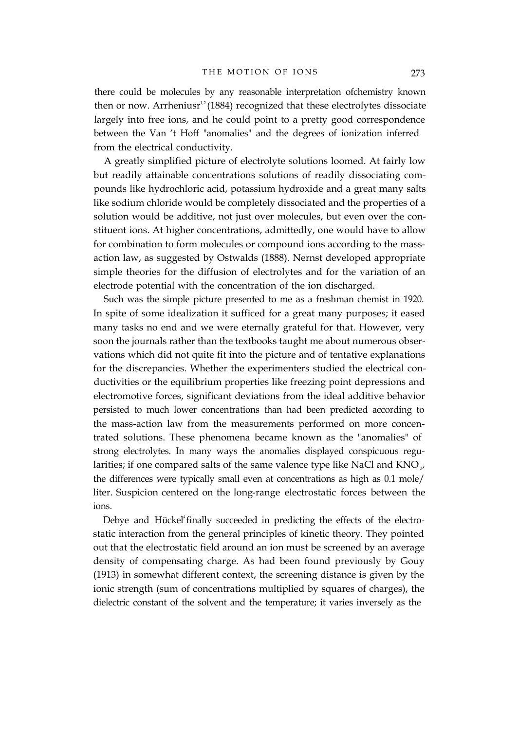there could be molecules by any reasonable interpretation ofchemistry known then or now. Arrheniusr[1,2] (1884) recognized that these electrolytes dissociate largely into free ions, and he could point to a pretty good correspondence between the Van 't Hoff "anomalies" and the degrees of ionization inferred from the electrical conductivity.

A greatly simplified picture of electrolyte solutions loomed. At fairly low but readily attainable concentrations solutions of readily dissociating compounds like hydrochloric acid, potassium hydroxide and a great many salts like sodium chloride would be completely dissociated and the properties of a solution would be additive, not just over molecules, but even over the constituent ions. At higher concentrations, admittedly, one would have to allow for combination to form molecules or compound ions according to the mass-action law, as suggested by Ostwalds (1888). Nernst developed appropriate simple theories for the diffusion of electrolytes and for the variation of an electrode potential with the concentration of the ion discharged.

Such was the simple picture presented to me as a freshman chemist in 1920. In spite of some idealization it sufficed for a great many purposes; it eased many tasks no end and we were eternally grateful for that. However, very soon the journals rather than the textbooks taught me about numerous observations which did not quite fit into the picture and of tentative explanations for the discrepancies. Whether the experimenters studied the electrical conductivities or the equilibrium properties like freezing point depressions and electromotive forces, significant deviations from the ideal additive behavior persisted to much lower concentrations than had been predicted according to the mass-action law from the measurements performed on more concentrated solutions. These phenomena became known as the "anomalies" of strong electrolytes. In many ways the anomalies displayed conspicuous regularities; if one compared salts of the same valence type like NaCl and $KNO_3$, the differences were typically small even at concentrations as high as 0.1 mole/liter. Suspicion centered on the long-range electrostatic forces between the ions.

Debye and Hückel[4] finally succeeded in predicting the effects of the electrostatic interaction from the general principles of kinetic theory. They pointed out that the electrostatic field around an ion must be screened by an average density of compensating charge. As had been found previously by Gouy (1913) in somewhat different context, the screening distance is given by the ionic strength (sum of concentrations multiplied by squares of charges), the dielectric constant of the solvent and the temperature; it varies inversely as the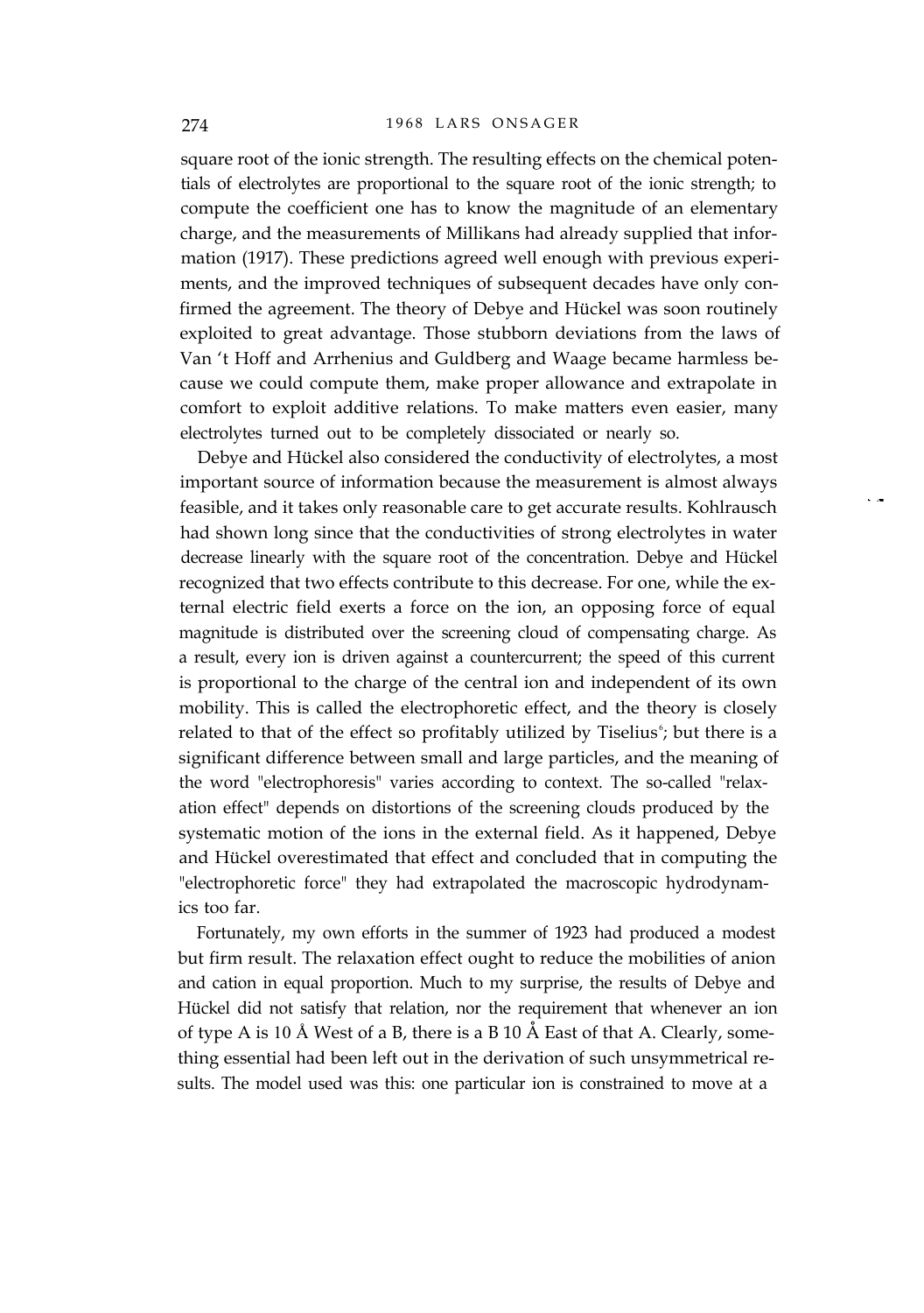square root of the ionic strength. The resulting effects on the chemical potentials of electrolytes are proportional to the square root of the ionic strength; to compute the coefficient one has to know the magnitude of an elementary charge, and the measurements of Millikans had already supplied that information (1917). These predictions agreed well enough with previous experiments, and the improved techniques of subsequent decades have only confirmed the agreement. The theory of Debye and Hückel was soon routinely exploited to great advantage. Those stubborn deviations from the laws of Van 't Hoff and Arrhenius and Guldberg and Waage became harmless because we could compute them, make proper allowance and extrapolate in comfort to exploit additive relations. To make matters even easier, many electrolytes turned out to be completely dissociated or nearly so.

Debye and Hückel also considered the conductivity of electrolytes, a most important source of information because the measurement is almost always feasible, and it takes only reasonable care to get accurate results. Kohlrausch had shown long since that the conductivities of strong electrolytes in water decrease linearly with the square root of the concentration. Debye and Hückel recognized that two effects contribute to this decrease. For one, while the external electric field exerts a force on the ion, an opposing force of equal magnitude is distributed over the screening cloud of compensating charge. As a result, every ion is driven against a countercurrent; the speed of this current is proportional to the charge of the central ion and independent of its own mobility. This is called the electrophoretic effect, and the theory is closely related to that of the effect so profitably utilized by Tiselius[6]; but there is a significant difference between small and large particles, and the meaning of the word "electrophoresis" varies according to context. The so-called "relaxation effect" depends on distortions of the screening clouds produced by the systematic motion of the ions in the external field. As it happened, Debye and Hückel overestimated that effect and concluded that in computing the "electrophoretic force" they had extrapolated the macroscopic hydrodynamics too far.

Fortunately, my own efforts in the summer of 1923 had produced a modest but firm result. The relaxation effect ought to reduce the mobilities of anion and cation in equal proportion. Much to my surprise, the results of Debye and Hückel did not satisfy that relation, nor the requirement that whenever an ion of type A is 10 Å West of a B, there is a B 10 Å East of that A. Clearly, something essential had been left out in the derivation of such unsymmetrical results. The model used was this: one particular ion is constrained to move at a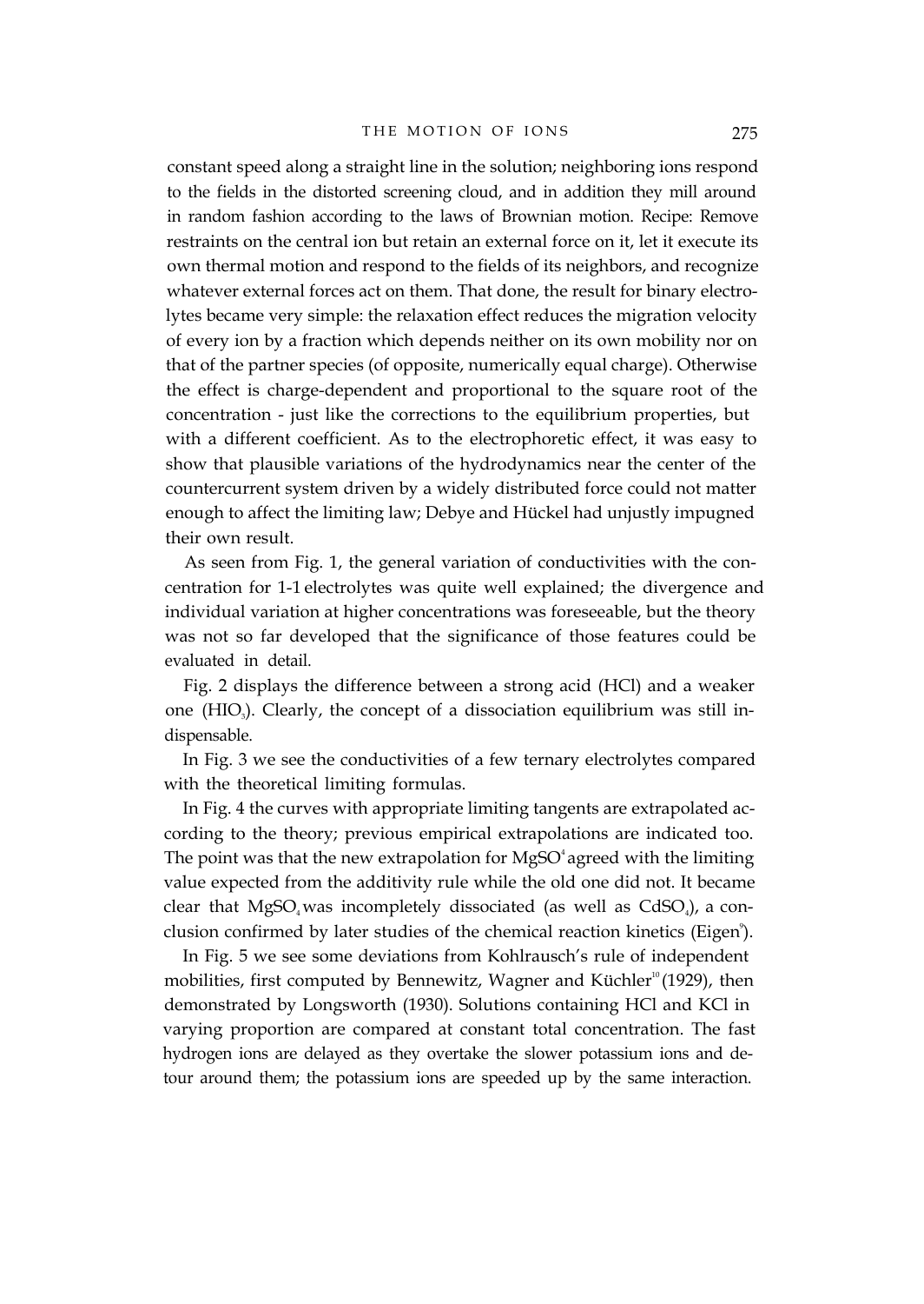constant speed along a straight line in the solution; neighboring ions respond to the fields in the distorted screening cloud, and in addition they mill around in random fashion according to the laws of Brownian motion. Recipe: Remove restraints on the central ion but retain an external force on it, let it execute its own thermal motion and respond to the fields of its neighbors, and recognize whatever external forces act on them. That done, the result for binary electrolytes became very simple: the relaxation effect reduces the migration velocity of every ion by a fraction which depends neither on its own mobility nor on that of the partner species (of opposite, numerically equal charge). Otherwise the effect is charge-dependent and proportional to the square root of the concentration - just like the corrections to the equilibrium properties, but with a different coefficient. As to the electrophoretic effect, it was easy to show that plausible variations of the hydrodynamics near the center of the countercurrent system driven by a widely distributed force could not matter enough to affect the limiting law; Debye and Hückel had unjustly impugned their own result.

As seen from Fig. 1, the general variation of conductivities with the concentration for 1-1 electrolytes was quite well explained; the divergence and individual variation at higher concentrations was foreseeable, but the theory was not so far developed that the significance of those features could be evaluated in detail.

Fig. 2 displays the difference between a strong acid (HCl) and a weaker one ($HIO_3$). Clearly, the concept of a dissociation equilibrium was still indispensable.

In Fig. 3 we see the conductivities of a few ternary electrolytes compared with the theoretical limiting formulas.

In Fig. 4 the curves with appropriate limiting tangents are extrapolated according to the theory; previous empirical extrapolations are indicated too. The point was that the new extrapolation for $MgSO_4$ agreed with the limiting value expected from the additivity rule while the old one did not. It became clear that $MgSO_4$ was incompletely dissociated (as well as $CdSO_4$), a conclusion confirmed by later studies of the chemical reaction kinetics (Eigen[9]).

In Fig. 5 we see some deviations from Kohlrausch's rule of independent mobilities, first computed by Bennewitz, Wagner and Küchler[10] (1929), then demonstrated by Longsworth (1930). Solutions containing HCl and KCl in varying proportion are compared at constant total concentration. The fast hydrogen ions are delayed as they overtake the slower potassium ions and detour around them; the potassium ions are speeded up by the same interaction.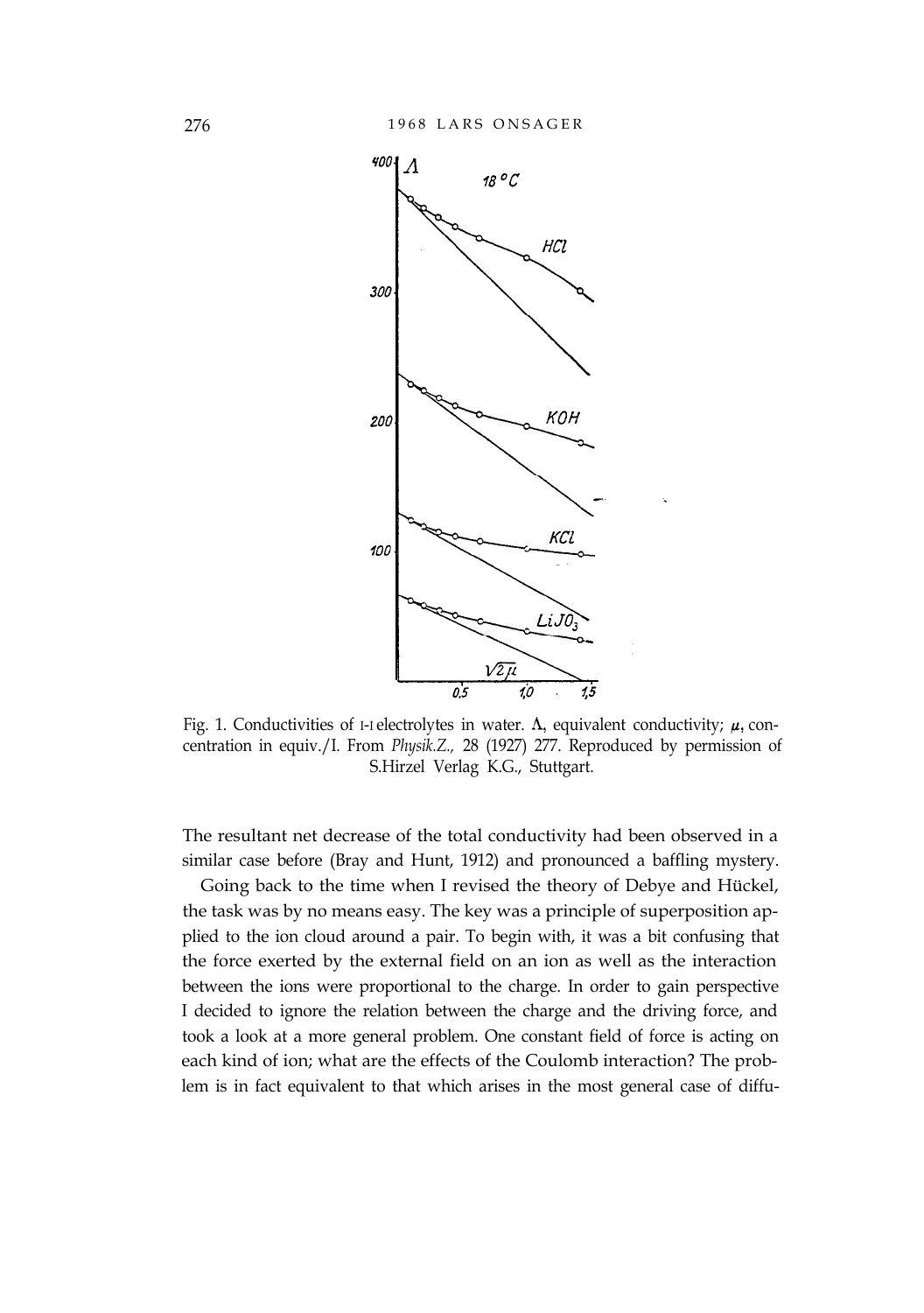Fig. 1. Conductivities of I-I electrolytes in water. $\Lambda$, equivalent conductivity; $\mu$, concentration in equiv./l. From *Physik.Z.,* 28 (1927) 277. Reproduced by permission of S.Hirzel Verlag K.G., Stuttgart.

The resultant net decrease of the total conductivity had been observed in a similar case before (Bray and Hunt, 1912) and pronounced a baffling mystery.

Going back to the time when I revised the theory of Debye and Hückel, the task was by no means easy. The key was a principle of superposition applied to the ion cloud around a pair. To begin with, it was a bit confusing that the force exerted by the external field on an ion as well as the interaction between the ions were proportional to the charge. In order to gain perspective I decided to ignore the relation between the charge and the driving force, and took a look at a more general problem. One constant field of force is acting on each kind of ion; what are the effects of the Coulomb interaction? The problem is in fact equivalent to that which arises in the most general case of diffu-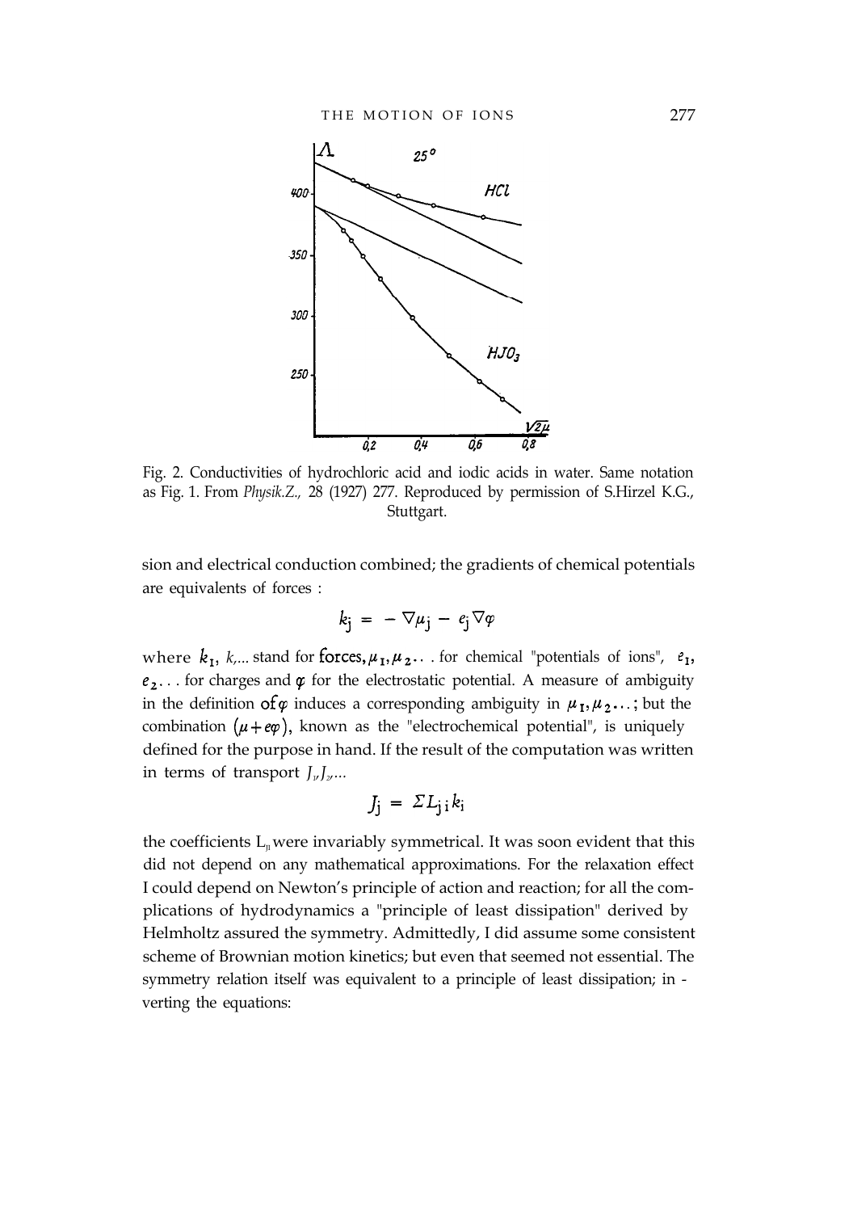Fig. 2. Conductivities of hydrochloric acid and iodic acids in water. Same notation as Fig. 1. From *Physik.Z.,* 28 (1927) 277. Reproduced by permission of S.Hirzel K.G., Stuttgart.

sion and electrical conduction combined; the gradients of chemical potentials are equivalents of forces :

$$k_j = -\nabla\mu_j - e_j\nabla\varphi$$

where $k_1$, $k_2$,... stand for forces, $\mu_1, \mu_2$... for chemical "potentials of ions", $e_1$, $e_2$... for charges and $\varphi$ for the electrostatic potential. A measure of ambiguity in the definition of $\varphi$ induces a corresponding ambiguity in $\mu_1, \mu_2$...; but the combination $(\mu + e\varphi)$, known as the "electrochemical potential", is uniquely defined for the purpose in hand. If the result of the computation was written in terms of transport $J_1, J_2$,...

$$J_j = \Sigma L_{ji} k_i$$

the coefficients $L_{ji}$ were invariably symmetrical. It was soon evident that this did not depend on any mathematical approximations. For the relaxation effect I could depend on Newton's principle of action and reaction; for all the complications of hydrodynamics a "principle of least dissipation" derived by Helmholtz assured the symmetry. Admittedly, I did assume some consistent scheme of Brownian motion kinetics; but even that seemed not essential. The symmetry relation itself was equivalent to a principle of least dissipation; inverting the equations: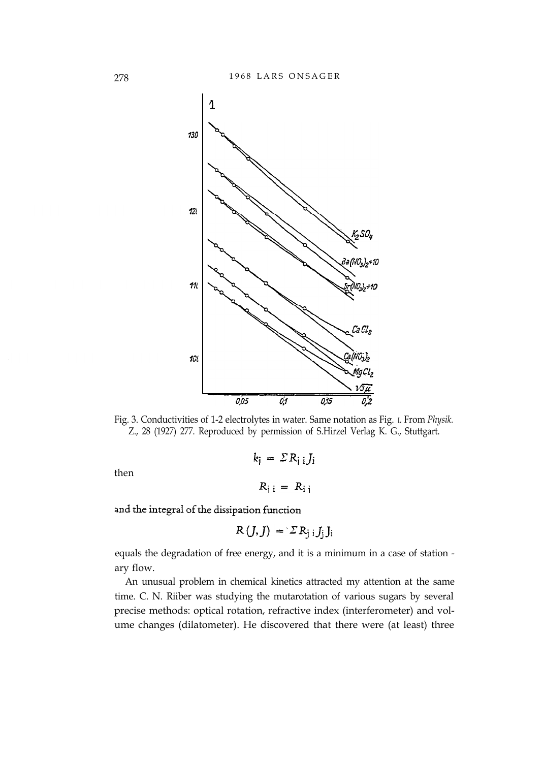Fig. 3. Conductivities of 1-2 electrolytes in water. Same notation as Fig. 1. From *Physik. Z.*, 28 (1927) 277. Reproduced by permission of S.Hirzel Verlag K. G., Stuttgart.

$$k_j = \Sigma R_{j\,i} J_i$$

then

$$R_{j\,i} = R_{i\,j}$$

and the integral of the dissipation function

$$R(J, J) = \Sigma R_{j\,i} J_j J_i$$

equals the degradation of free energy, and it is a minimum in a case of stationary flow.

An unusual problem in chemical kinetics attracted my attention at the same time. C. N. Riiber was studying the mutarotation of various sugars by several precise methods: optical rotation, refractive index (interferometer) and volume changes (dilatometer). He discovered that there were (at least) three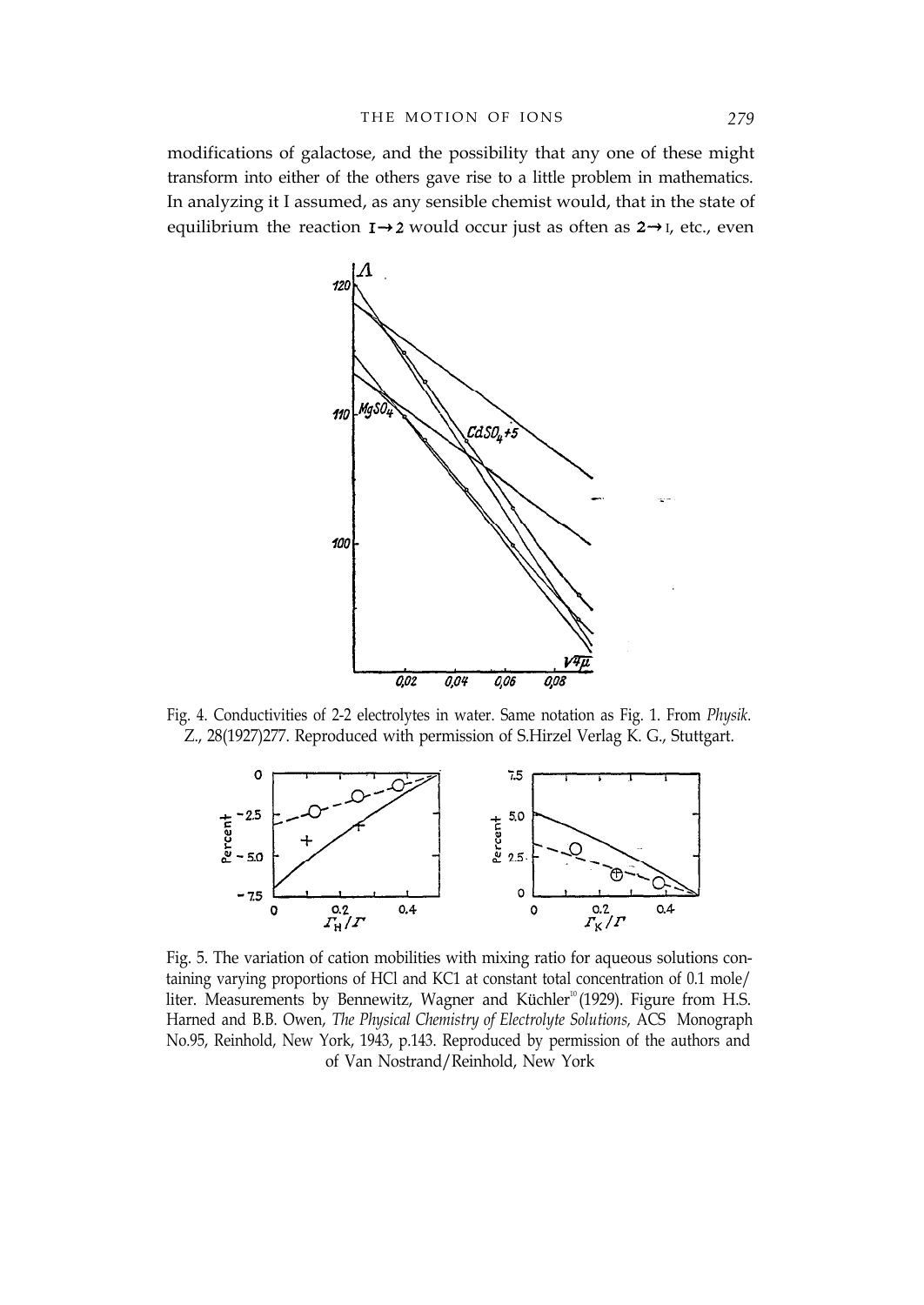modifications of galactose, and the possibility that any one of these might transform into either of the others gave rise to a little problem in mathematics. In analyzing it I assumed, as any sensible chemist would, that in the state of equilibrium the reaction $1 \rightarrow 2$ would occur just as often as $2 \rightarrow 1$, etc., even

Fig. 4. Conductivities of 2-2 electrolytes in water. Same notation as Fig. 1. From *Physik. Z.*, 28(1927)277. Reproduced with permission of S.Hirzel Verlag K. G., Stuttgart.

Fig. 5. The variation of cation mobilities with mixing ratio for aqueous solutions containing varying proportions of HCl and KCl at constant total concentration of 0.1 mole/liter. Measurements by Bennewitz, Wagner and Küchler[10] (1929). Figure from H.S. Harned and B.B. Owen, *The Physical Chemistry of Electrolyte Solutions,* ACS Monograph No.95, Reinhold, New York, 1943, p.143. Reproduced by permission of the authors and of Van Nostrand/Reinhold, New York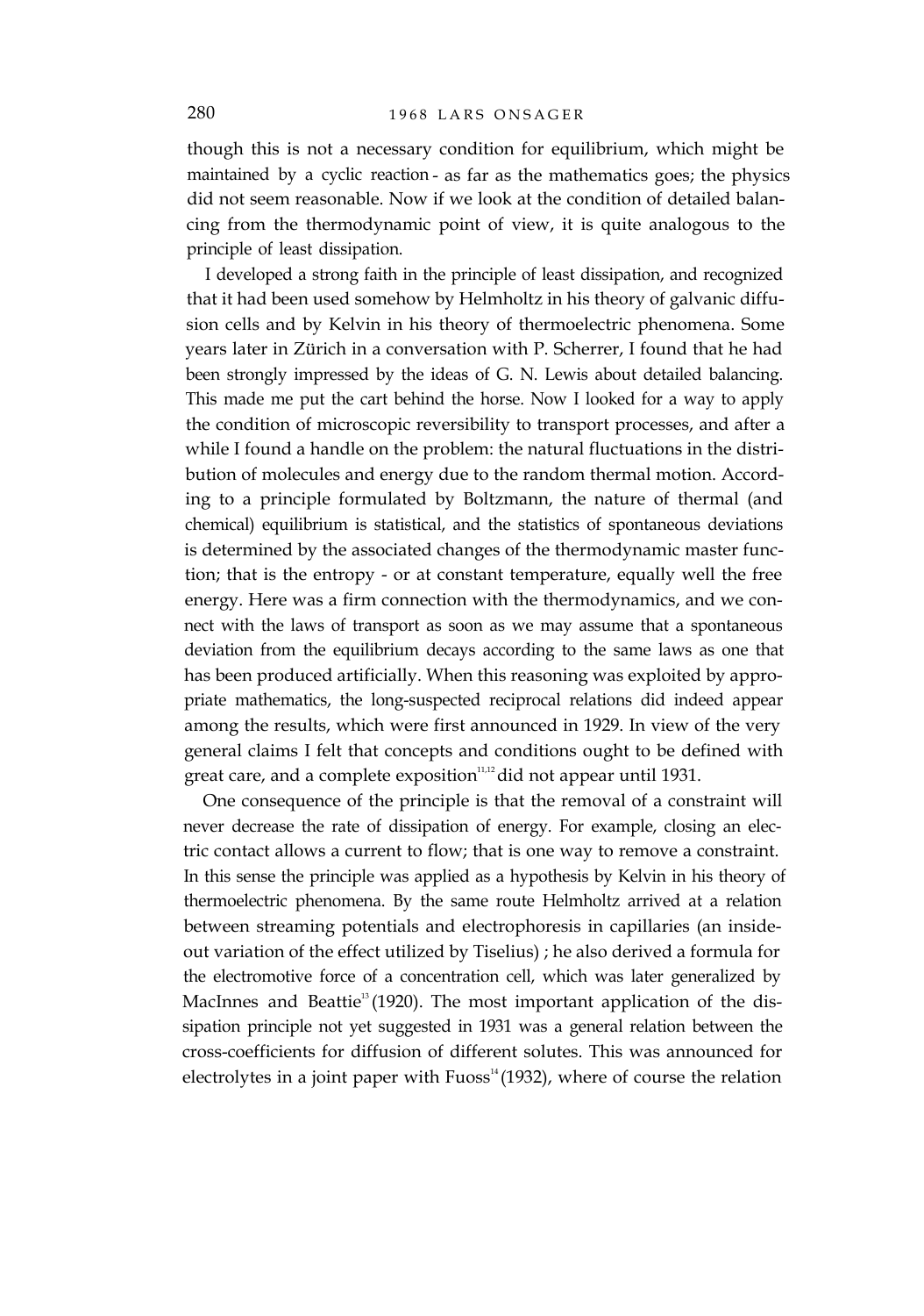though this is not a necessary condition for equilibrium, which might be maintained by a cyclic reaction - as far as the mathematics goes; the physics did not seem reasonable. Now if we look at the condition of detailed balancing from the thermodynamic point of view, it is quite analogous to the principle of least dissipation.

I developed a strong faith in the principle of least dissipation, and recognized that it had been used somehow by Helmholtz in his theory of galvanic diffusion cells and by Kelvin in his theory of thermoelectric phenomena. Some years later in Zürich in a conversation with P. Scherrer, I found that he had been strongly impressed by the ideas of G. N. Lewis about detailed balancing. This made me put the cart behind the horse. Now I looked for a way to apply the condition of microscopic reversibility to transport processes, and after a while I found a handle on the problem: the natural fluctuations in the distribution of molecules and energy due to the random thermal motion. According to a principle formulated by Boltzmann, the nature of thermal (and chemical) equilibrium is statistical, and the statistics of spontaneous deviations is determined by the associated changes of the thermodynamic master function; that is the entropy - or at constant temperature, equally well the free energy. Here was a firm connection with the thermodynamics, and we connect with the laws of transport as soon as we may assume that a spontaneous deviation from the equilibrium decays according to the same laws as one that has been produced artificially. When this reasoning was exploited by appropriate mathematics, the long-suspected reciprocal relations did indeed appear among the results, which were first announced in 1929. In view of the very general claims I felt that concepts and conditions ought to be defined with great care, and a complete exposition[11,12] did not appear until 1931.

One consequence of the principle is that the removal of a constraint will never decrease the rate of dissipation of energy. For example, closing an electric contact allows a current to flow; that is one way to remove a constraint. In this sense the principle was applied as a hypothesis by Kelvin in his theory of thermoelectric phenomena. By the same route Helmholtz arrived at a relation between streaming potentials and electrophoresis in capillaries (an inside-out variation of the effect utilized by Tiselius) ; he also derived a formula for the electromotive force of a concentration cell, which was later generalized by MacInnes and Beattie[13] (1920). The most important application of the dissipation principle not yet suggested in 1931 was a general relation between the cross-coefficients for diffusion of different solutes. This was announced for electrolytes in a joint paper with Fuoss[14] (1932), where of course the relation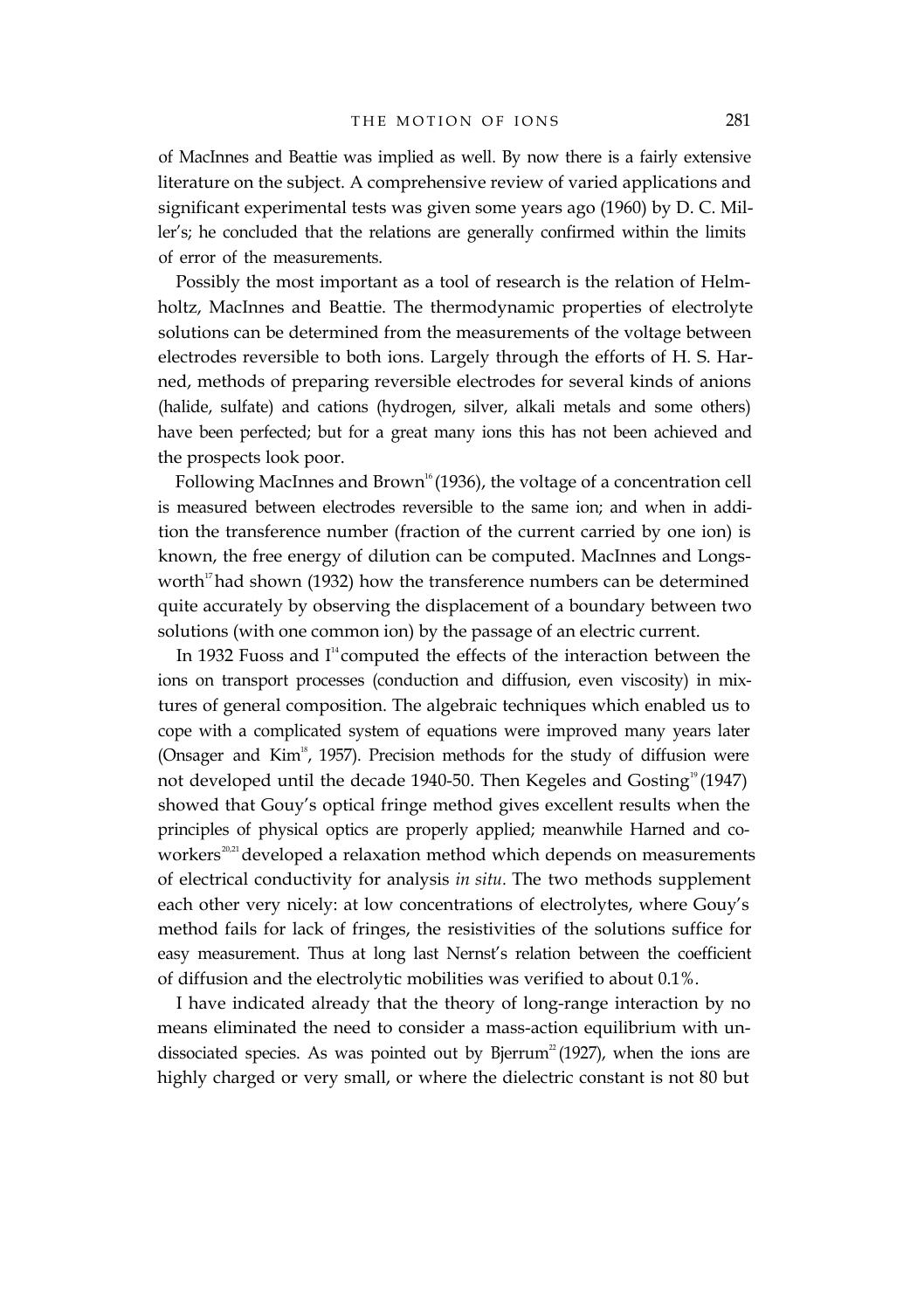of MacInnes and Beattie was implied as well. By now there is a fairly extensive literature on the subject. A comprehensive review of varied applications and significant experimental tests was given some years ago (1960) by D. C. Miller's; he concluded that the relations are generally confirmed within the limits of error of the measurements.

Possibly the most important as a tool of research is the relation of Helmholtz, MacInnes and Beattie. The thermodynamic properties of electrolyte solutions can be determined from the measurements of the voltage between electrodes reversible to both ions. Largely through the efforts of H. S. Harned, methods of preparing reversible electrodes for several kinds of anions (halide, sulfate) and cations (hydrogen, silver, alkali metals and some others) have been perfected; but for a great many ions this has not been achieved and the prospects look poor.

Following MacInnes and Brown[16] (1936), the voltage of a concentration cell is measured between electrodes reversible to the same ion; and when in addition the transference number (fraction of the current carried by one ion) is known, the free energy of dilution can be computed. MacInnes and Longsworth[17] had shown (1932) how the transference numbers can be determined quite accurately by observing the displacement of a boundary between two solutions (with one common ion) by the passage of an electric current.

In 1932 Fuoss and I[14] computed the effects of the interaction between the ions on transport processes (conduction and diffusion, even viscosity) in mixtures of general composition. The algebraic techniques which enabled us to cope with a complicated system of equations were improved many years later (Onsager and Kim[18], 1957). Precision methods for the study of diffusion were not developed until the decade 1940-50. Then Kegeles and Gosting[19] (1947) showed that Gouy's optical fringe method gives excellent results when the principles of physical optics are properly applied; meanwhile Harned and coworkers[20,21] developed a relaxation method which depends on measurements of electrical conductivity for analysis *in situ*. The two methods supplement each other very nicely: at low concentrations of electrolytes, where Gouy's method fails for lack of fringes, the resistivities of the solutions suffice for easy measurement. Thus at long last Nernst's relation between the coefficient of diffusion and the electrolytic mobilities was verified to about 0.1%.

I have indicated already that the theory of long-range interaction by no means eliminated the need to consider a mass-action equilibrium with undissociated species. As was pointed out by Bjerrum[22] (1927), when the ions are highly charged or very small, or where the dielectric constant is not 80 but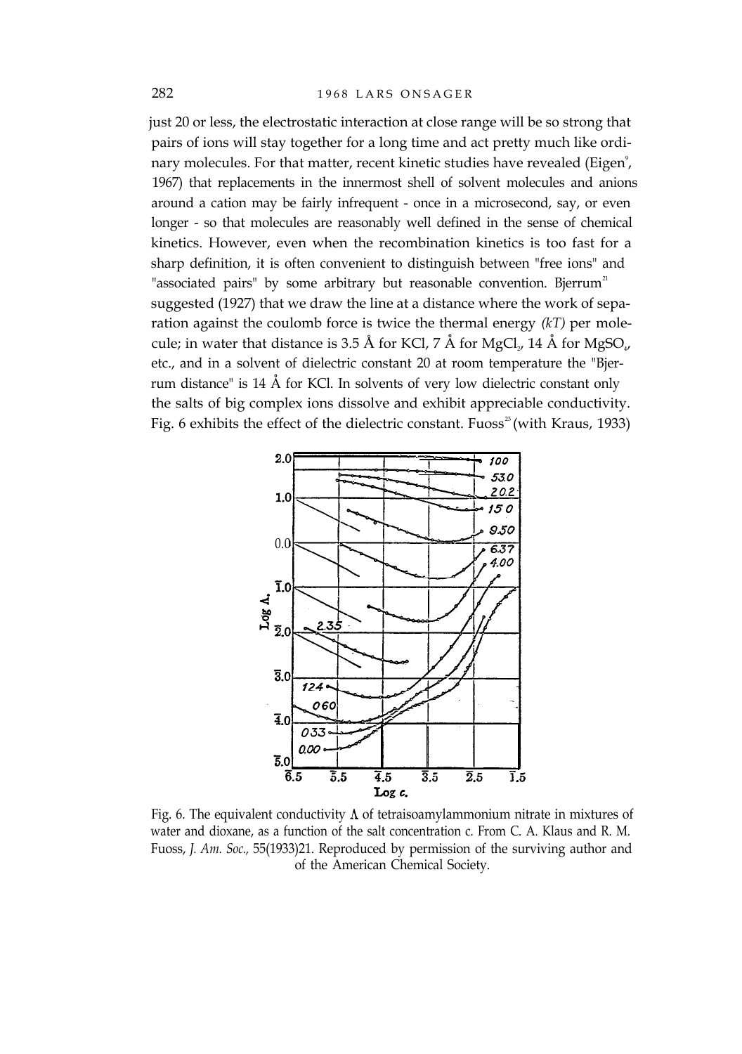just 20 or less, the electrostatic interaction at close range will be so strong that pairs of ions will stay together for a long time and act pretty much like ordinary molecules. For that matter, recent kinetic studies have revealed (Eigen[9], 1967) that replacements in the innermost shell of solvent molecules and anions around a cation may be fairly infrequent - once in a microsecond, say, or even longer - so that molecules are reasonably well defined in the sense of chemical kinetics. However, even when the recombination kinetics is too fast for a sharp definition, it is often convenient to distinguish between "free ions" and "associated pairs" by some arbitrary but reasonable convention. Bjerrum[21] suggested (1927) that we draw the line at a distance where the work of separation against the coulomb force is twice the thermal energy *(kT)* per molecule; in water that distance is 3.5 Å for KCl, 7 Å for $MgCl_2$, 14 Å for $MgSO_4$, etc., and in a solvent of dielectric constant 20 at room temperature the "Bjerrum distance" is 14 Å for KCl. In solvents of very low dielectric constant only the salts of big complex ions dissolve and exhibit appreciable conductivity. Fig. 6 exhibits the effect of the dielectric constant. Fuoss[23] (with Kraus, 1933)

Fig. 6. The equivalent conductivity Λ of tetraisoamylammonium nitrate in mixtures of water and dioxane, as a function of the salt concentration c. From C. A. Klaus and R. M. Fuoss, *J. Am. Soc.*, 55(1933)21. Reproduced by permission of the surviving author and of the American Chemical Society.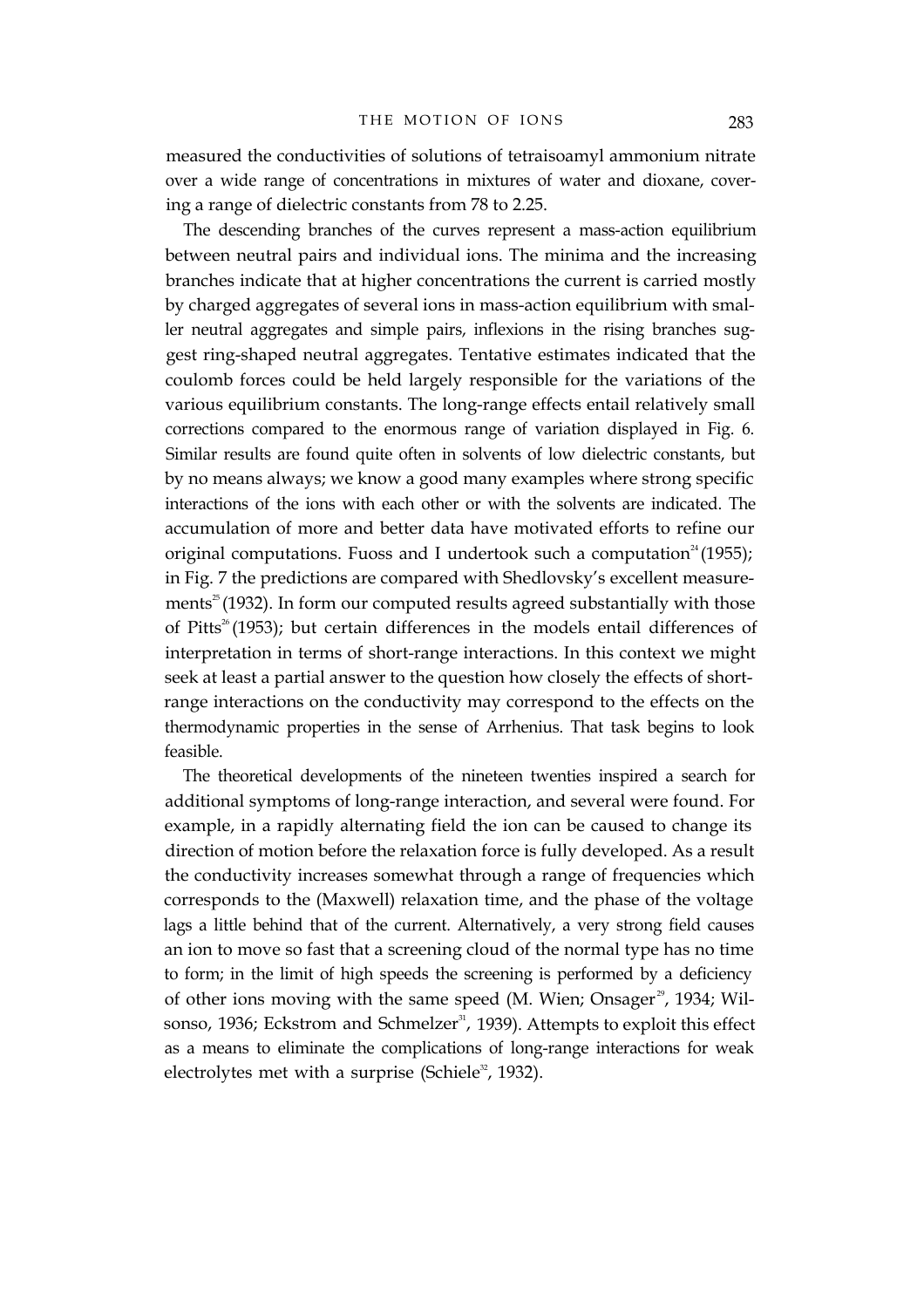measured the conductivities of solutions of tetraisoamyl ammonium nitrate over a wide range of concentrations in mixtures of water and dioxane, covering a range of dielectric constants from 78 to 2.25.

The descending branches of the curves represent a mass-action equilibrium between neutral pairs and individual ions. The minima and the increasing branches indicate that at higher concentrations the current is carried mostly by charged aggregates of several ions in mass-action equilibrium with smaller neutral aggregates and simple pairs, inflexions in the rising branches suggest ring-shaped neutral aggregates. Tentative estimates indicated that the coulomb forces could be held largely responsible for the variations of the various equilibrium constants. The long-range effects entail relatively small corrections compared to the enormous range of variation displayed in Fig. 6. Similar results are found quite often in solvents of low dielectric constants, but by no means always; we know a good many examples where strong specific interactions of the ions with each other or with the solvents are indicated. The accumulation of more and better data have motivated efforts to refine our original computations. Fuoss and I undertook such a computation[24] (1955); in Fig. 7 the predictions are compared with Shedlovsky's excellent measurements[25] (1932). In form our computed results agreed substantially with those of Pitts[26] (1953); but certain differences in the models entail differences of interpretation in terms of short-range interactions. In this context we might seek at least a partial answer to the question how closely the effects of short-range interactions on the conductivity may correspond to the effects on the thermodynamic properties in the sense of Arrhenius. That task begins to look feasible.

The theoretical developments of the nineteen twenties inspired a search for additional symptoms of long-range interaction, and several were found. For example, in a rapidly alternating field the ion can be caused to change its direction of motion before the relaxation force is fully developed. As a result the conductivity increases somewhat through a range of frequencies which corresponds to the (Maxwell) relaxation time, and the phase of the voltage lags a little behind that of the current. Alternatively, a very strong field causes an ion to move so fast that a screening cloud of the normal type has no time to form; in the limit of high speeds the screening is performed by a deficiency of other ions moving with the same speed (M. Wien; Onsager[29], 1934; Wilsonso, 1936; Eckstrom and Schmelzer[31], 1939). Attempts to exploit this effect as a means to eliminate the complications of long-range interactions for weak electrolytes met with a surprise (Schiele[32], 1932).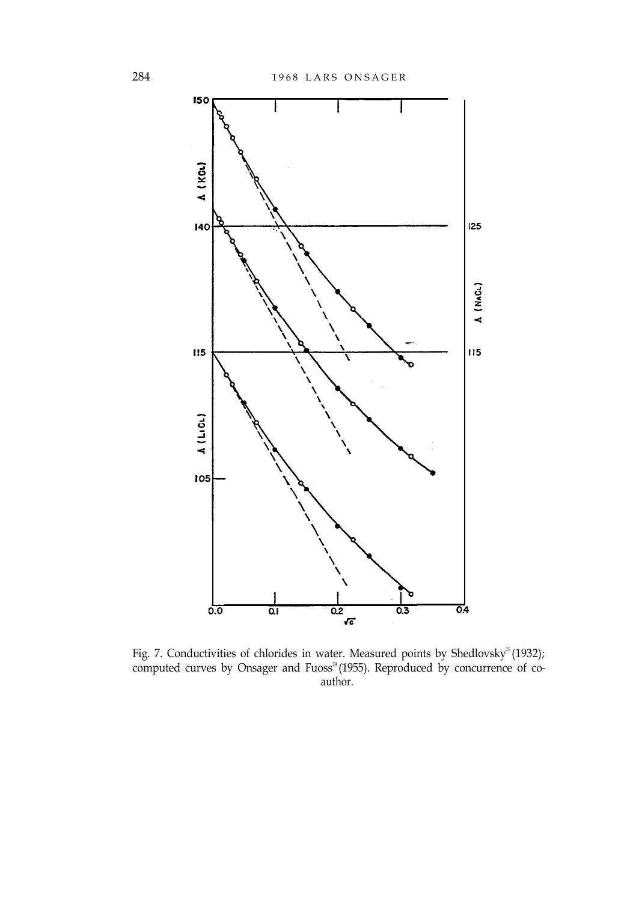Fig. 7. Conductivities of chlorides in water. Measured points by Shedlovsky[25] (1932); computed curves by Onsager and Fuoss[24] (1955). Reproduced by concurrence of co-author.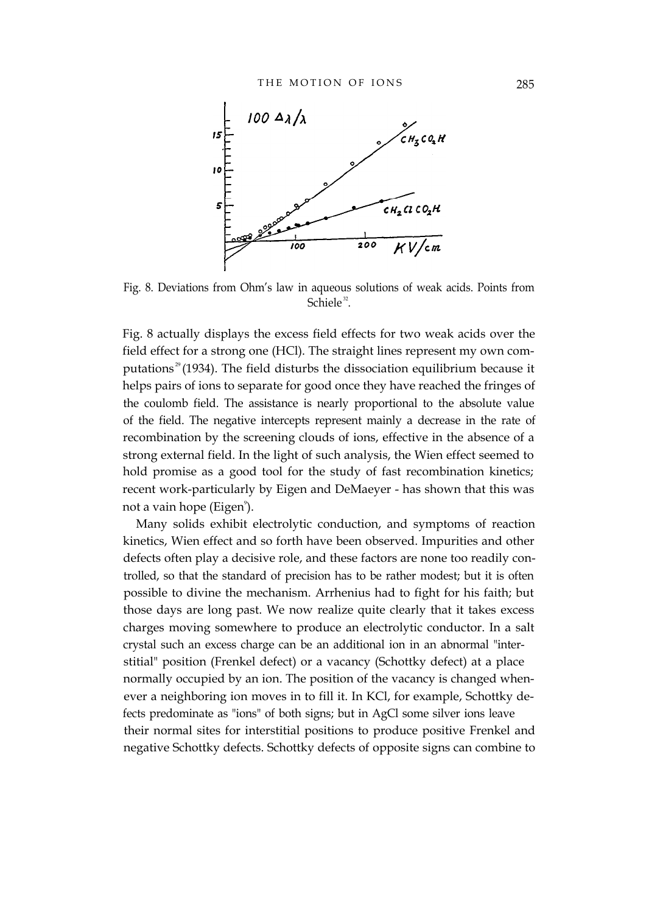Fig. 8. Deviations from Ohm's law in aqueous solutions of weak acids. Points from Schiele[32].

Fig. 8 actually displays the excess field effects for two weak acids over the field effect for a strong one (HCl). The straight lines represent my own computations[29] (1934). The field disturbs the dissociation equilibrium because it helps pairs of ions to separate for good once they have reached the fringes of the coulomb field. The assistance is nearly proportional to the absolute value of the field. The negative intercepts represent mainly a decrease in the rate of recombination by the screening clouds of ions, effective in the absence of a strong external field. In the light of such analysis, the Wien effect seemed to hold promise as a good tool for the study of fast recombination kinetics; recent work-particularly by Eigen and DeMaeyer - has shown that this was not a vain hope (Eigen[9]).

Many solids exhibit electrolytic conduction, and symptoms of reaction kinetics, Wien effect and so forth have been observed. Impurities and other defects often play a decisive role, and these factors are none too readily controlled, so that the standard of precision has to be rather modest; but it is often possible to divine the mechanism. Arrhenius had to fight for his faith; but those days are long past. We now realize quite clearly that it takes excess charges moving somewhere to produce an electrolytic conductor. In a salt crystal such an excess charge can be an additional ion in an abnormal "interstitial" position (Frenkel defect) or a vacancy (Schottky defect) at a place normally occupied by an ion. The position of the vacancy is changed whenever a neighboring ion moves in to fill it. In KCl, for example, Schottky defects predominate as "ions" of both signs; but in AgCl some silver ions leave their normal sites for interstitial positions to produce positive Frenkel and negative Schottky defects. Schottky defects of opposite signs can combine to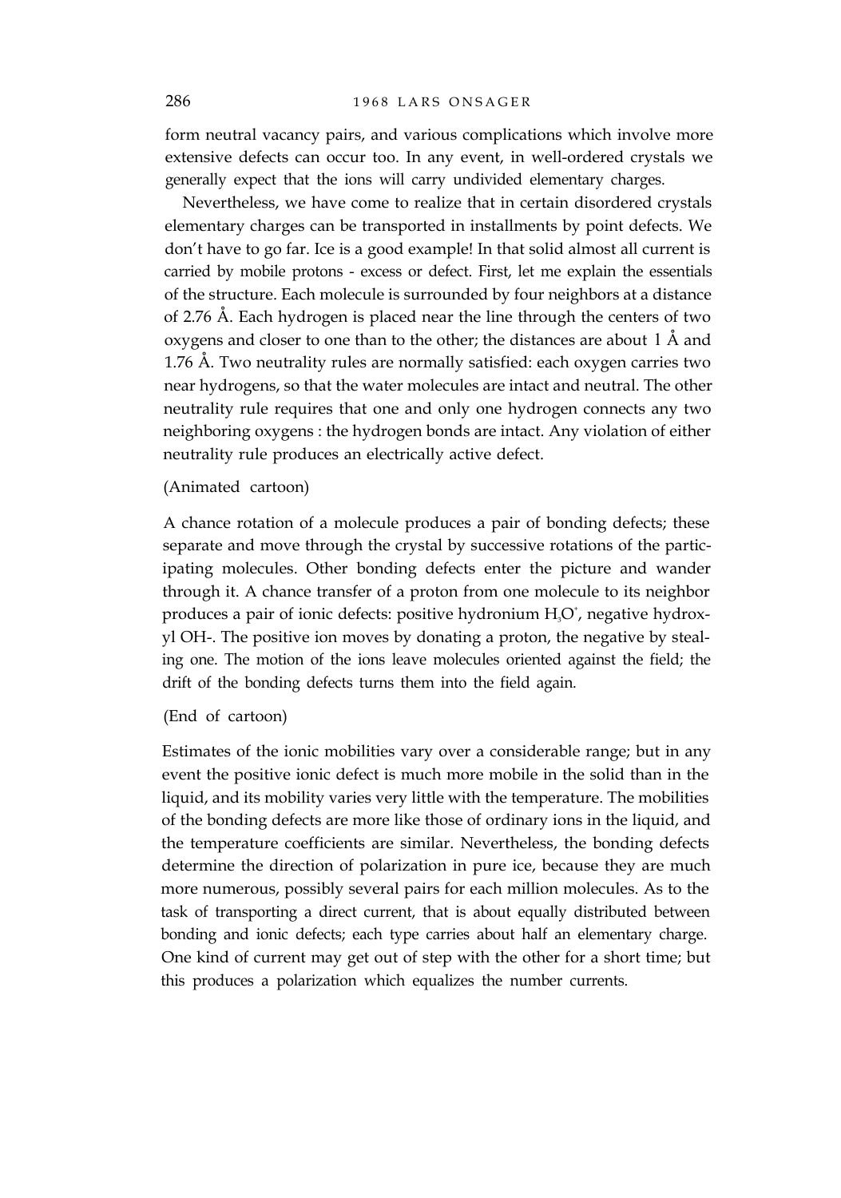form neutral vacancy pairs, and various complications which involve more extensive defects can occur too. In any event, in well-ordered crystals we generally expect that the ions will carry undivided elementary charges.

Nevertheless, we have come to realize that in certain disordered crystals elementary charges can be transported in installments by point defects. We don't have to go far. Ice is a good example! In that solid almost all current is carried by mobile protons - excess or defect. First, let me explain the essentials of the structure. Each molecule is surrounded by four neighbors at a distance of 2.76 Å. Each hydrogen is placed near the line through the centers of two oxygens and closer to one than to the other; the distances are about 1 Å and 1.76 Å. Two neutrality rules are normally satisfied: each oxygen carries two near hydrogens, so that the water molecules are intact and neutral. The other neutrality rule requires that one and only one hydrogen connects any two neighboring oxygens : the hydrogen bonds are intact. Any violation of either neutrality rule produces an electrically active defect.

(Animated cartoon)

A chance rotation of a molecule produces a pair of bonding defects; these separate and move through the crystal by successive rotations of the participating molecules. Other bonding defects enter the picture and wander through it. A chance transfer of a proton from one molecule to its neighbor produces a pair of ionic defects: positive hydronium $H_3O^+$, negative hydroxyl $OH^-$. The positive ion moves by donating a proton, the negative by stealing one. The motion of the ions leave molecules oriented against the field; the drift of the bonding defects turns them into the field again.

(End of cartoon)

Estimates of the ionic mobilities vary over a considerable range; but in any event the positive ionic defect is much more mobile in the solid than in the liquid, and its mobility varies very little with the temperature. The mobilities of the bonding defects are more like those of ordinary ions in the liquid, and the temperature coefficients are similar. Nevertheless, the bonding defects determine the direction of polarization in pure ice, because they are much more numerous, possibly several pairs for each million molecules. As to the task of transporting a direct current, that is about equally distributed between bonding and ionic defects; each type carries about half an elementary charge. One kind of current may get out of step with the other for a short time; but this produces a polarization which equalizes the number currents.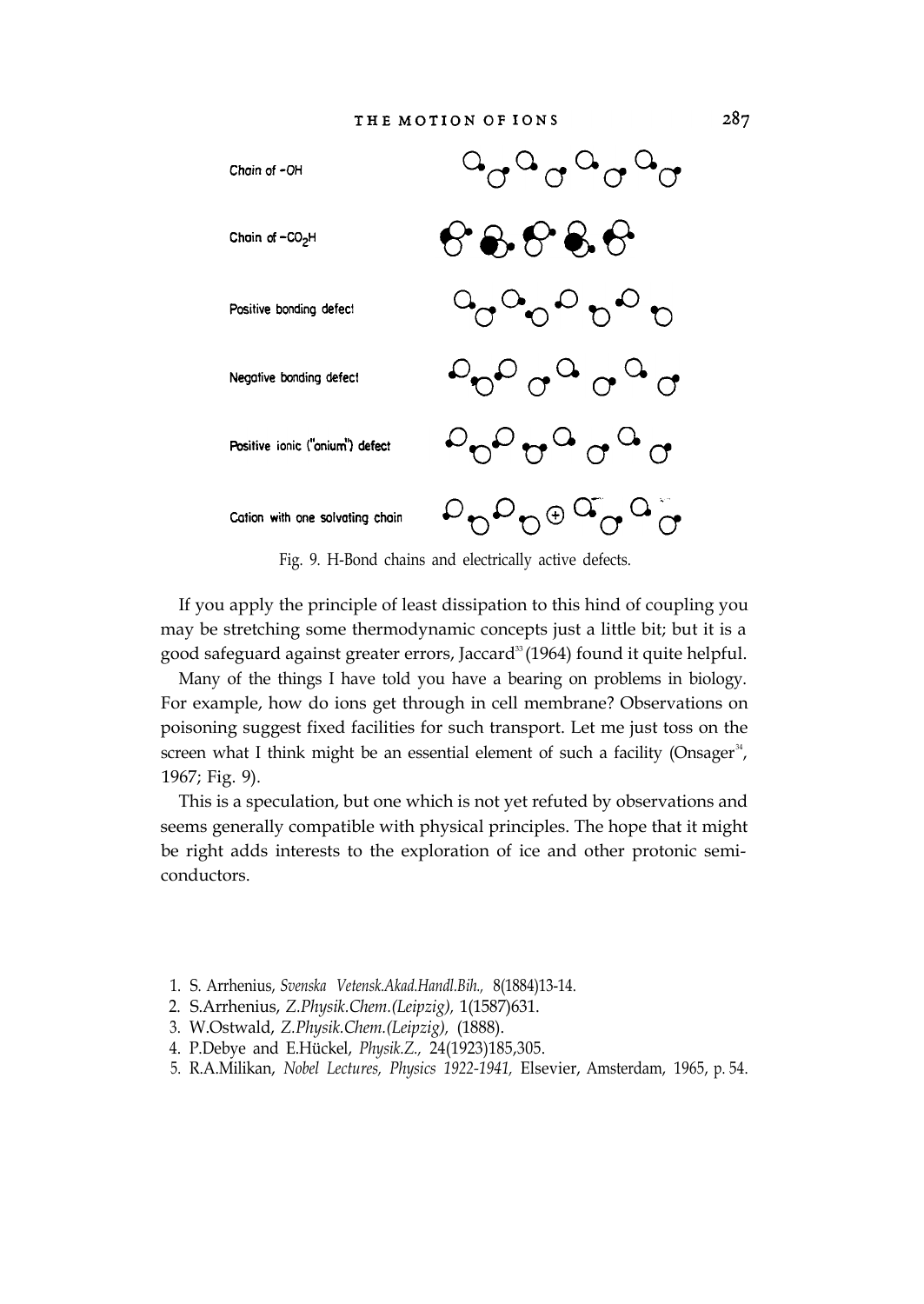Chain of -OH

Chain of $-CO_2H$

Positive bonding defect

Negative bonding defect

Positive ionic ("onium") defect

Cation with one solvating chain

Fig. 9. H-Bond chains and electrically active defects.

If you apply the principle of least dissipation to this hind of coupling you may be stretching some thermodynamic concepts just a little bit; but it is a good safeguard against greater errors, Jaccard[33] (1964) found it quite helpful.

Many of the things I have told you have a bearing on problems in biology. For example, how do ions get through in cell membrane? Observations on poisoning suggest fixed facilities for such transport. Let me just toss on the screen what I think might be an essential element of such a facility (Onsager[34], 1967; Fig. 9).

This is a speculation, but one which is not yet refuted by observations and seems generally compatible with physical principles. The hope that it might be right adds interests to the exploration of ice and other protonic semiconductors.

1. S. Arrhenius, *Svenska Vetensk.Akad.Handl.Bih.,* 8(1884)13-14.
2. S.Arrhenius, *Z.Physik.Chem.(Leipzig),* 1(1587)631.
3. W.Ostwald, *Z.Physik.Chem.(Leipzig),* (1888).
4. P.Debye and E.Hückel, *Physik.Z.,* 24(1923)185,305.
5. R.A.Milikan, *Nobel Lectures, Physics 1922-1941,* Elsevier, Amsterdam, 1965, p. 54.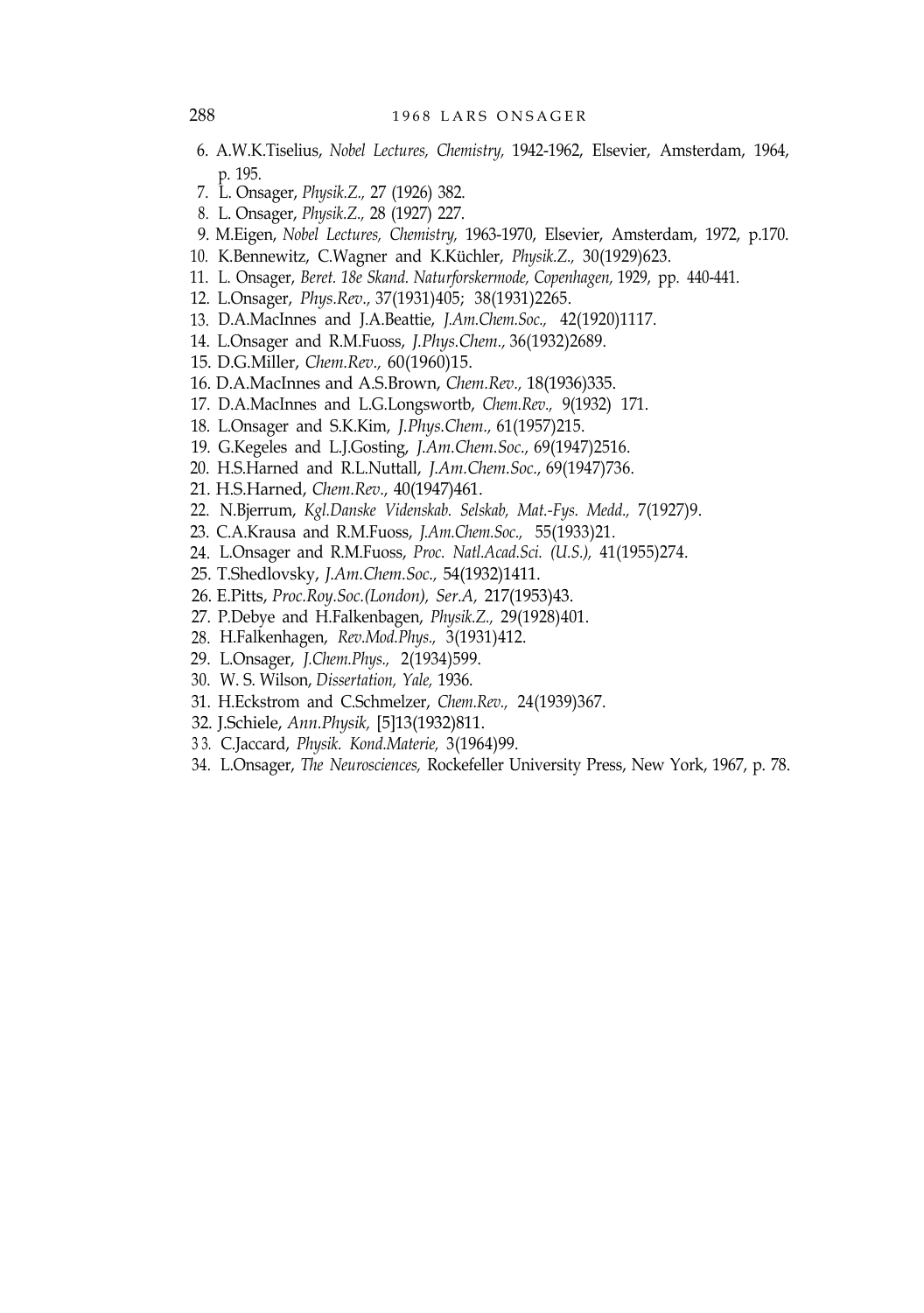6. A.W.K.Tiselius, *Nobel Lectures, Chemistry,* 1942-1962, Elsevier, Amsterdam, 1964, p. 195.
7. L. Onsager, *Physik.Z.,* 27 (1926) 382.
8. L. Onsager, *Physik.Z.,* 28 (1927) 227.
9. M.Eigen, *Nobel Lectures, Chemistry,* 1963-1970, Elsevier, Amsterdam, 1972, p.170.
10. K.Bennewitz, C.Wagner and K.Küchler, *Physik.Z.,* 30(1929)623.
11. L. Onsager, *Beret. 18e Skand. Naturforskermode, Copenhagen,* 1929, pp. 440-441.
12. L.Onsager, *Phys.Rev.,* 37(1931)405; 38(1931)2265.
13. D.A.MacInnes and J.A.Beattie, *J.Am.Chem.Soc.,* 42(1920)1117.
14. L.Onsager and R.M.Fuoss, *J.Phys.Chem.,* 36(1932)2689.
15. D.G.Miller, *Chem.Rev.,* 60(1960)15.
16. D.A.MacInnes and A.S.Brown, *Chem.Rev.,* 18(1936)335.
17. D.A.MacInnes and L.G.Longswortb, *Chem.Rev.,* 9(1932) 171.
18. L.Onsager and S.K.Kim, *J.Phys.Chem.,* 61(1957)215.
19. G.Kegeles and L.J.Gosting, *J.Am.Chem.Soc.,* 69(1947)2516.
20. H.S.Harned and R.L.Nuttall, *J.Am.Chem.Soc.,* 69(1947)736.
21. H.S.Harned, *Chem.Rev.,* 40(1947)461.
22. N.Bjerrum, *Kgl.Danske Videnskab. Selskab, Mat.-Fys. Medd.,* 7(1927)9.
23. C.A.Krausa and R.M.Fuoss, *J.Am.Chem.Soc.,* 55(1933)21.
24. L.Onsager and R.M.Fuoss, *Proc. Natl.Acad.Sci. (U.S.),* 41(1955)274.
25. T.Shedlovsky, *J.Am.Chem.Soc.,* 54(1932)1411.
26. E.Pitts, *Proc.Roy.Soc.(London), Ser.A,* 217(1953)43.
27. P.Debye and H.Falkenbagen, *Physik.Z.,* 29(1928)401.
28. H.Falkenhagen, *Rev.Mod.Phys.,* 3(1931)412.
29. L.Onsager, *J.Chem.Phys.,* 2(1934)599.
30. W. S. Wilson, *Dissertation, Yale,* 1936.
31. H.Eckstrom and C.Schmelzer, *Chem.Rev.,* 24(1939)367.
32. J.Schiele, *Ann.Physik,* [5]13(1932)811.
33. C.Jaccard, *Physik. Kond.Materie,* 3(1964)99.
34. L.Onsager, *The Neurosciences,* Rockefeller University Press, New York, 1967, p. 78.